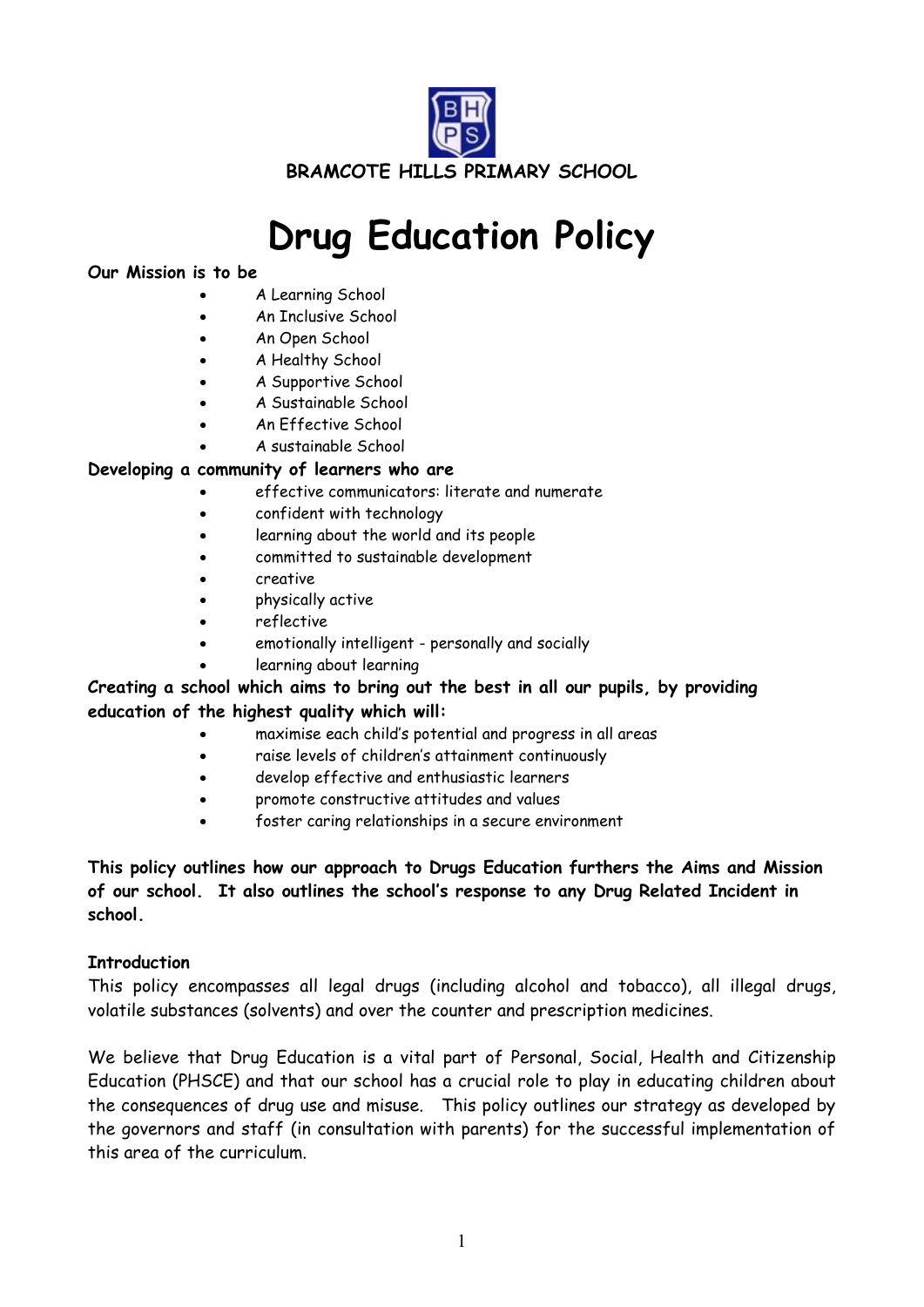**BRAMCOTE HILLS PRIMARY SCHOOL**

# Drug Education Policy

**Our Mission is to be**

- A Learning School
- An Inclusive School
- An Open School
- A Healthy School
- A Supportive School
- A Sustainable School
- An Effective School
- A sustainable School

**Developing a community of learners who are**

- effective communicators: literate and numerate
- confident with technology
- learning about the world and its people
- committed to sustainable development
- creative
- physically active
- reflective
- emotionally intelligent - personally and socially
- learning about learning

**Creating a school which aims to bring out the best in all our pupils, by providing education of the highest quality which will:**

- maximise each child's potential and progress in all areas
- raise levels of children's attainment continuously
- develop effective and enthusiastic learners
- promote constructive attitudes and values
- foster caring relationships in a secure environment

**This policy outlines how our approach to Drugs Education furthers the Aims and Mission of our school. It also outlines the school's response to any Drug Related Incident in school.**

**Introduction**

This policy encompasses all legal drugs (including alcohol and tobacco), all illegal drugs, volatile substances (solvents) and over the counter and prescription medicines.

We believe that Drug Education is a vital part of Personal, Social, Health and Citizenship Education (PHSCE) and that our school has a crucial role to play in educating children about the consequences of drug use and misuse. This policy outlines our strategy as developed by the governors and staff (in consultation with parents) for the successful implementation of this area of the curriculum.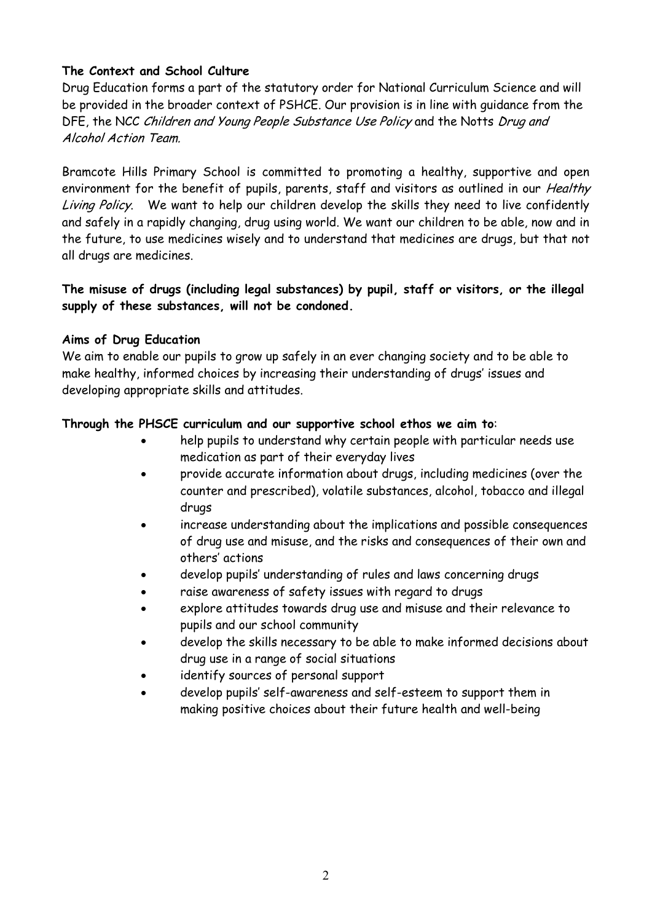**The Context and School Culture**

Drug Education forms a part of the statutory order for National Curriculum Science and will be provided in the broader context of PSHCE. Our provision is in line with guidance from the DFE, the NCC *Children and Young People Substance Use Policy* and the Notts *Drug and Alcohol Action Team.*

Bramcote Hills Primary School is committed to promoting a healthy, supportive and open environment for the benefit of pupils, parents, staff and visitors as outlined in our *Healthy Living Policy*. We want to help our children develop the skills they need to live confidently and safely in a rapidly changing, drug using world. We want our children to be able, now and in the future, to use medicines wisely and to understand that medicines are drugs, but that not all drugs are medicines.

**The misuse of drugs (including legal substances) by pupil, staff or visitors, or the illegal supply of these substances, will not be condoned.**

**Aims of Drug Education**

We aim to enable our pupils to grow up safely in an ever changing society and to be able to make healthy, informed choices by increasing their understanding of drugs' issues and developing appropriate skills and attitudes.

**Through the PHSCE curriculum and our supportive school ethos we aim to**:

- help pupils to understand why certain people with particular needs use medication as part of their everyday lives
- provide accurate information about drugs, including medicines (over the counter and prescribed), volatile substances, alcohol, tobacco and illegal drugs
- increase understanding about the implications and possible consequences of drug use and misuse, and the risks and consequences of their own and others' actions
- develop pupils' understanding of rules and laws concerning drugs
- raise awareness of safety issues with regard to drugs
- explore attitudes towards drug use and misuse and their relevance to pupils and our school community
- develop the skills necessary to be able to make informed decisions about drug use in a range of social situations
- identify sources of personal support
- develop pupils' self-awareness and self-esteem to support them in making positive choices about their future health and well-being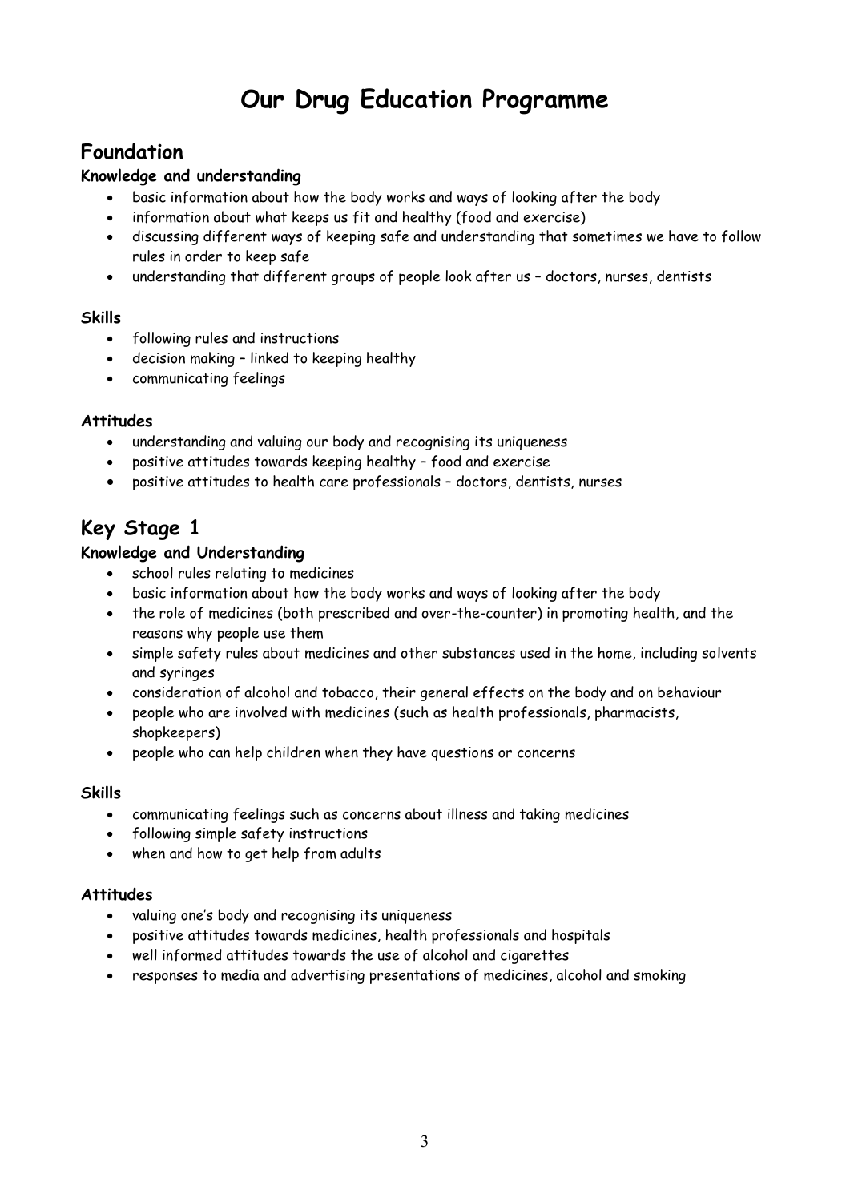# Our Drug Education Programme

## Foundation

### Knowledge and understanding

- basic information about how the body works and ways of looking after the body
- information about what keeps us fit and healthy (food and exercise)
- discussing different ways of keeping safe and understanding that sometimes we have to follow rules in order to keep safe
- understanding that different groups of people look after us – doctors, nurses, dentists

### Skills

- following rules and instructions
- decision making – linked to keeping healthy
- communicating feelings

### Attitudes

- understanding and valuing our body and recognising its uniqueness
- positive attitudes towards keeping healthy – food and exercise
- positive attitudes to health care professionals – doctors, dentists, nurses

## Key Stage 1

### Knowledge and Understanding

- school rules relating to medicines
- basic information about how the body works and ways of looking after the body
- the role of medicines (both prescribed and over-the-counter) in promoting health, and the reasons why people use them
- simple safety rules about medicines and other substances used in the home, including solvents and syringes
- consideration of alcohol and tobacco, their general effects on the body and on behaviour
- people who are involved with medicines (such as health professionals, pharmacists, shopkeepers)
- people who can help children when they have questions or concerns

### Skills

- communicating feelings such as concerns about illness and taking medicines
- following simple safety instructions
- when and how to get help from adults

### Attitudes

- valuing one's body and recognising its uniqueness
- positive attitudes towards medicines, health professionals and hospitals
- well informed attitudes towards the use of alcohol and cigarettes
- responses to media and advertising presentations of medicines, alcohol and smoking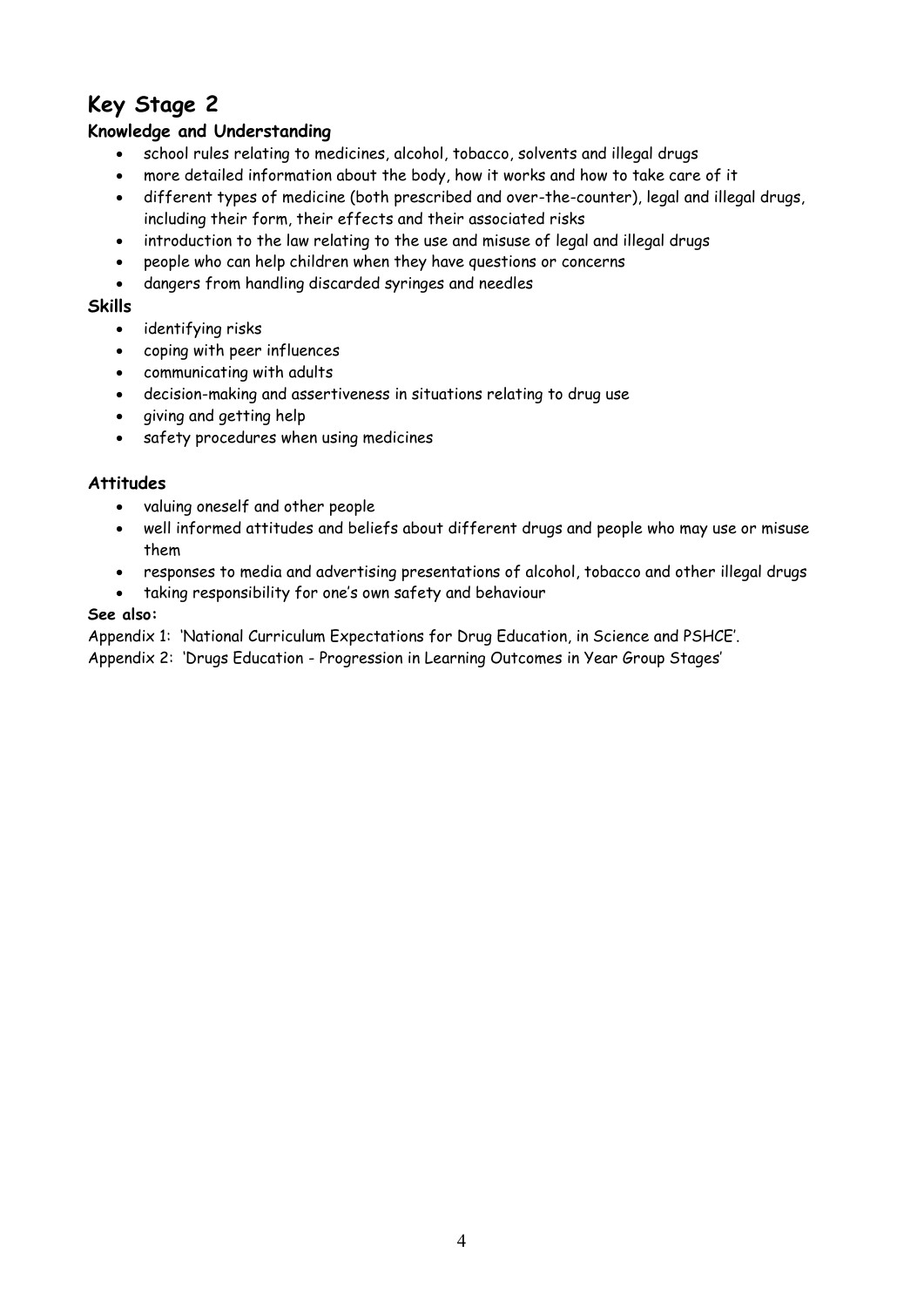# Key Stage 2

### Knowledge and Understanding

- school rules relating to medicines, alcohol, tobacco, solvents and illegal drugs
- more detailed information about the body, how it works and how to take care of it
- different types of medicine (both prescribed and over-the-counter), legal and illegal drugs, including their form, their effects and their associated risks
- introduction to the law relating to the use and misuse of legal and illegal drugs
- people who can help children when they have questions or concerns
- dangers from handling discarded syringes and needles

### Skills

- identifying risks
- coping with peer influences
- communicating with adults
- decision-making and assertiveness in situations relating to drug use
- giving and getting help
- safety procedures when using medicines

### Attitudes

- valuing oneself and other people
- well informed attitudes and beliefs about different drugs and people who may use or misuse them
- responses to media and advertising presentations of alcohol, tobacco and other illegal drugs
- taking responsibility for one's own safety and behaviour

**See also:**

Appendix 1: 'National Curriculum Expectations for Drug Education, in Science and PSHCE'.

Appendix 2: 'Drugs Education - Progression in Learning Outcomes in Year Group Stages'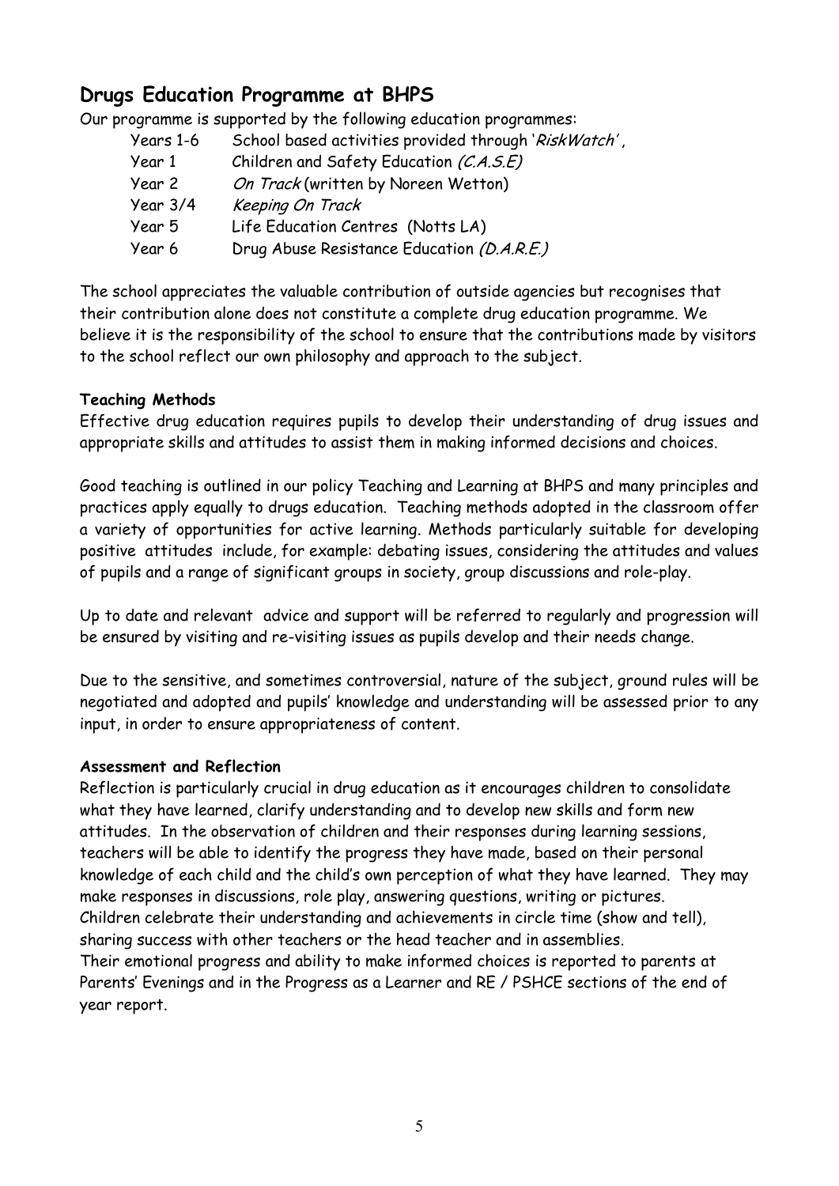## Drugs Education Programme at BHPS

Our programme is supported by the following education programmes:

| | |
|---|---|
| Years 1-6 | School based activities provided through '*RiskWatch*' , |
| Year 1 | Children and Safety Education *(C.A.S.E)* |
| Year 2 | *On Track* (written by Noreen Wetton) |
| Year 3/4 | *Keeping On Track* |
| Year 5 | Life Education Centres (Notts LA) |
| Year 6 | Drug Abuse Resistance Education *(D.A.R.E.)* |

The school appreciates the valuable contribution of outside agencies but recognises that their contribution alone does not constitute a complete drug education programme. We believe it is the responsibility of the school to ensure that the contributions made by visitors to the school reflect our own philosophy and approach to the subject.

**Teaching Methods**

Effective drug education requires pupils to develop their understanding of drug issues and appropriate skills and attitudes to assist them in making informed decisions and choices.

Good teaching is outlined in our policy Teaching and Learning at BHPS and many principles and practices apply equally to drugs education. Teaching methods adopted in the classroom offer a variety of opportunities for active learning. Methods particularly suitable for developing positive attitudes include, for example: debating issues, considering the attitudes and values of pupils and a range of significant groups in society, group discussions and role-play.

Up to date and relevant advice and support will be referred to regularly and progression will be ensured by visiting and re-visiting issues as pupils develop and their needs change.

Due to the sensitive, and sometimes controversial, nature of the subject, ground rules will be negotiated and adopted and pupils' knowledge and understanding will be assessed prior to any input, in order to ensure appropriateness of content.

**Assessment and Reflection**

Reflection is particularly crucial in drug education as it encourages children to consolidate what they have learned, clarify understanding and to develop new skills and form new attitudes. In the observation of children and their responses during learning sessions, teachers will be able to identify the progress they have made, based on their personal knowledge of each child and the child's own perception of what they have learned. They may make responses in discussions, role play, answering questions, writing or pictures.
Children celebrate their understanding and achievements in circle time (show and tell), sharing success with other teachers or the head teacher and in assemblies.
Their emotional progress and ability to make informed choices is reported to parents at Parents' Evenings and in the Progress as a Learner and RE / PSHCE sections of the end of year report.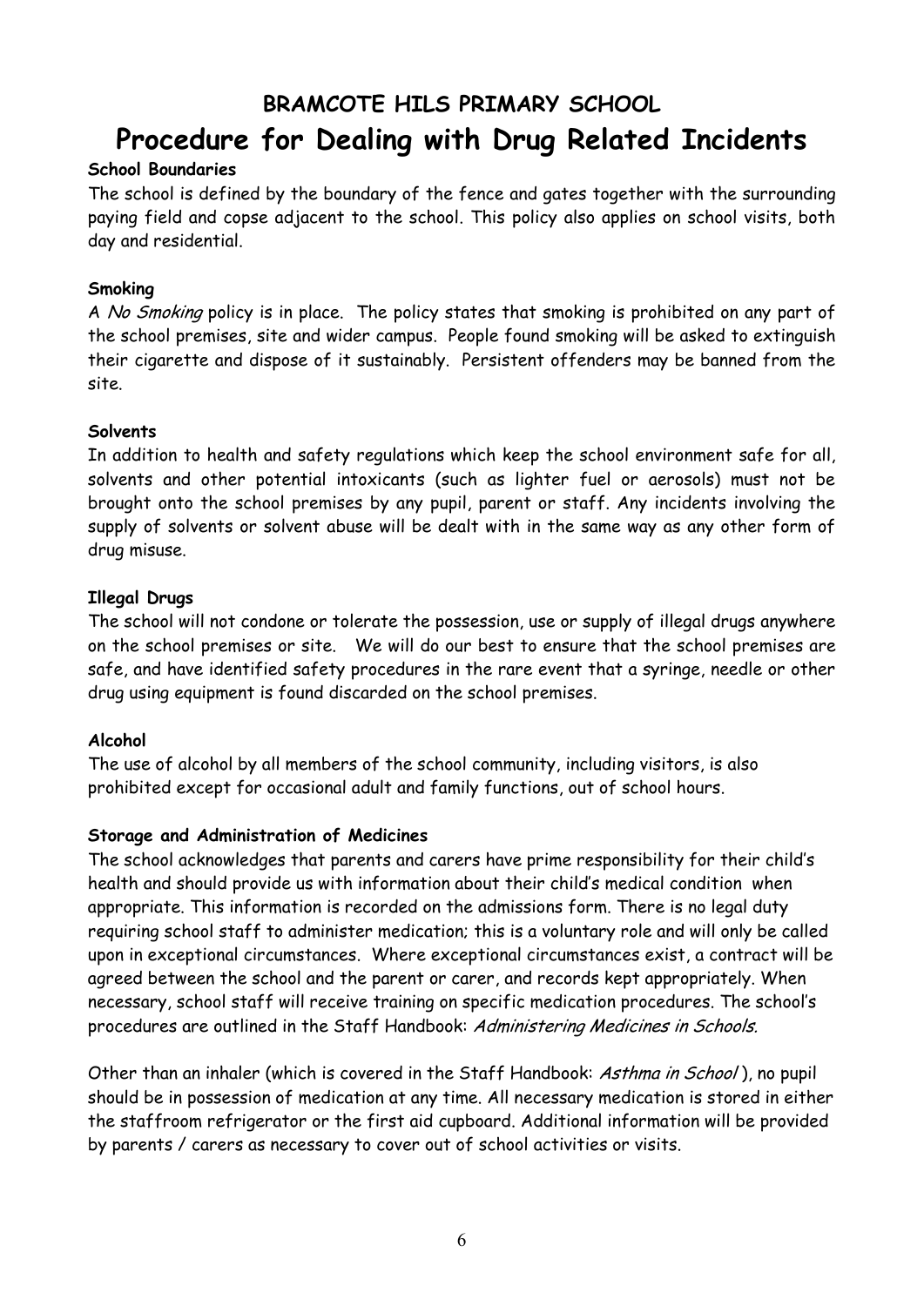## BRAMCOTE HILS PRIMARY SCHOOL

# Procedure for Dealing with Drug Related Incidents

**School Boundaries**

The school is defined by the boundary of the fence and gates together with the surrounding paying field and copse adjacent to the school. This policy also applies on school visits, both day and residential.

**Smoking**

A *No Smoking* policy is in place. The policy states that smoking is prohibited on any part of the school premises, site and wider campus. People found smoking will be asked to extinguish their cigarette and dispose of it sustainably. Persistent offenders may be banned from the site.

**Solvents**

In addition to health and safety regulations which keep the school environment safe for all, solvents and other potential intoxicants (such as lighter fuel or aerosols) must not be brought onto the school premises by any pupil, parent or staff. Any incidents involving the supply of solvents or solvent abuse will be dealt with in the same way as any other form of drug misuse.

**Illegal Drugs**

The school will not condone or tolerate the possession, use or supply of illegal drugs anywhere on the school premises or site. We will do our best to ensure that the school premises are safe, and have identified safety procedures in the rare event that a syringe, needle or other drug using equipment is found discarded on the school premises.

**Alcohol**

The use of alcohol by all members of the school community, including visitors, is also prohibited except for occasional adult and family functions, out of school hours.

**Storage and Administration of Medicines**

The school acknowledges that parents and carers have prime responsibility for their child's health and should provide us with information about their child's medical condition when appropriate. This information is recorded on the admissions form. There is no legal duty requiring school staff to administer medication; this is a voluntary role and will only be called upon in exceptional circumstances. Where exceptional circumstances exist, a contract will be agreed between the school and the parent or carer, and records kept appropriately. When necessary, school staff will receive training on specific medication procedures. The school's procedures are outlined in the Staff Handbook: *Administering Medicines in Schools*.

Other than an inhaler (which is covered in the Staff Handbook: *Asthma in School* ), no pupil should be in possession of medication at any time. All necessary medication is stored in either the staffroom refrigerator or the first aid cupboard. Additional information will be provided by parents / carers as necessary to cover out of school activities or visits.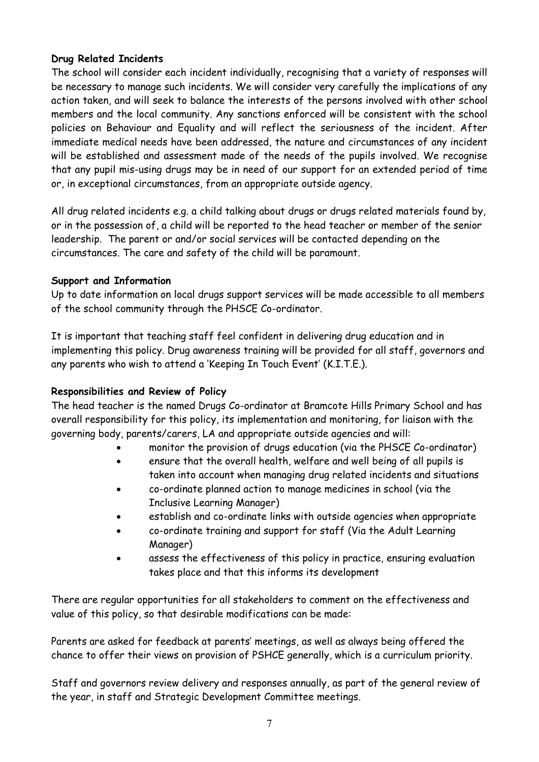**Drug Related Incidents**

The school will consider each incident individually, recognising that a variety of responses will be necessary to manage such incidents. We will consider very carefully the implications of any action taken, and will seek to balance the interests of the persons involved with other school members and the local community. Any sanctions enforced will be consistent with the school policies on Behaviour and Equality and will reflect the seriousness of the incident. After immediate medical needs have been addressed, the nature and circumstances of any incident will be established and assessment made of the needs of the pupils involved. We recognise that any pupil mis-using drugs may be in need of our support for an extended period of time or, in exceptional circumstances, from an appropriate outside agency.

All drug related incidents e.g. a child talking about drugs or drugs related materials found by, or in the possession of, a child will be reported to the head teacher or member of the senior leadership. The parent or and/or social services will be contacted depending on the circumstances. The care and safety of the child will be paramount.

**Support and Information**

Up to date information on local drugs support services will be made accessible to all members of the school community through the PHSCE Co-ordinator.

It is important that teaching staff feel confident in delivering drug education and in implementing this policy. Drug awareness training will be provided for all staff, governors and any parents who wish to attend a 'Keeping In Touch Event' (K.I.T.E.).

**Responsibilities and Review of Policy**

The head teacher is the named Drugs Co-ordinator at Bramcote Hills Primary School and has overall responsibility for this policy, its implementation and monitoring, for liaison with the governing body, parents/carers, LA and appropriate outside agencies and will:

- monitor the provision of drugs education (via the PHSCE Co-ordinator)
- ensure that the overall health, welfare and well being of all pupils is taken into account when managing drug related incidents and situations
- co-ordinate planned action to manage medicines in school (via the Inclusive Learning Manager)
- establish and co-ordinate links with outside agencies when appropriate
- co-ordinate training and support for staff (Via the Adult Learning Manager)
- assess the effectiveness of this policy in practice, ensuring evaluation takes place and that this informs its development

There are regular opportunities for all stakeholders to comment on the effectiveness and value of this policy, so that desirable modifications can be made:

Parents are asked for feedback at parents' meetings, as well as always being offered the chance to offer their views on provision of PSHCE generally, which is a curriculum priority.

Staff and governors review delivery and responses annually, as part of the general review of the year, in staff and Strategic Development Committee meetings.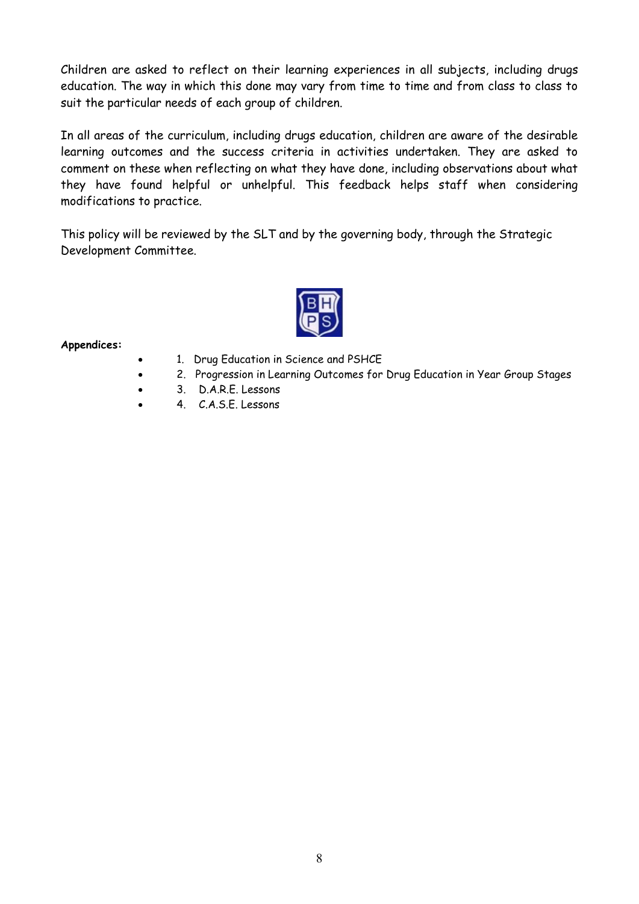Children are asked to reflect on their learning experiences in all subjects, including drugs education. The way in which this done may vary from time to time and from class to class to suit the particular needs of each group of children.

In all areas of the curriculum, including drugs education, children are aware of the desirable learning outcomes and the success criteria in activities undertaken. They are asked to comment on these when reflecting on what they have done, including observations about what they have found helpful or unhelpful. This feedback helps staff when considering modifications to practice.

This policy will be reviewed by the SLT and by the governing body, through the Strategic Development Committee.

**Appendices:**

- 1. Drug Education in Science and PSHCE
- 2. Progression in Learning Outcomes for Drug Education in Year Group Stages
- 3. D.A.R.E. Lessons
- 4. C.A.S.E. Lessons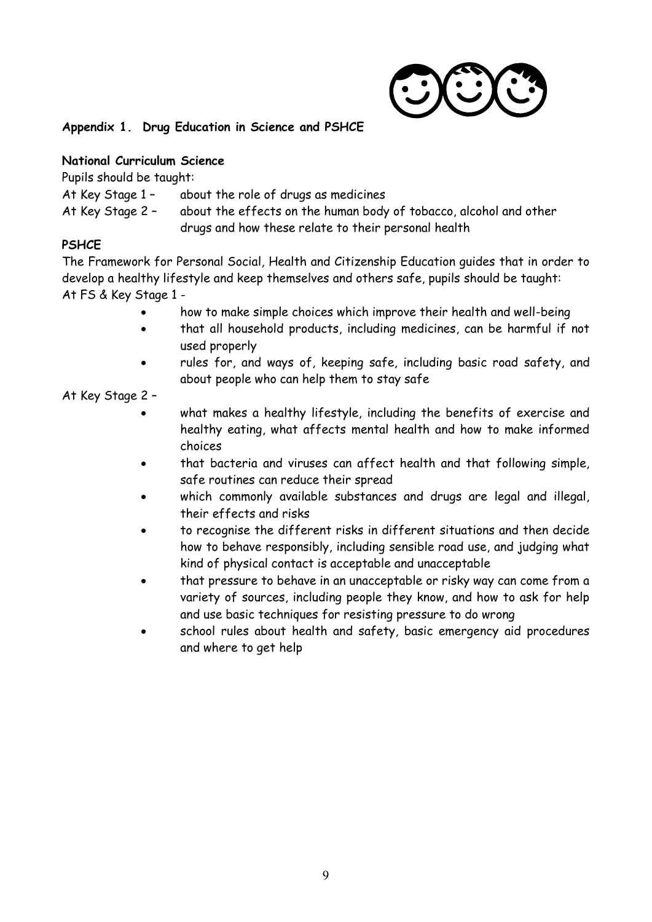**Appendix 1. Drug Education in Science and PSHCE**

**National Curriculum Science**

Pupils should be taught:

At Key Stage 1 – about the role of drugs as medicines

At Key Stage 2 – about the effects on the human body of tobacco, alcohol and other drugs and how these relate to their personal health

**PSHCE**

The Framework for Personal Social, Health and Citizenship Education guides that in order to develop a healthy lifestyle and keep themselves and others safe, pupils should be taught:

At FS & Key Stage 1 -

- how to make simple choices which improve their health and well-being
- that all household products, including medicines, can be harmful if not used properly
- rules for, and ways of, keeping safe, including basic road safety, and about people who can help them to stay safe

At Key Stage 2 –

- what makes a healthy lifestyle, including the benefits of exercise and healthy eating, what affects mental health and how to make informed choices
- that bacteria and viruses can affect health and that following simple, safe routines can reduce their spread
- which commonly available substances and drugs are legal and illegal, their effects and risks
- to recognise the different risks in different situations and then decide how to behave responsibly, including sensible road use, and judging what kind of physical contact is acceptable and unacceptable
- that pressure to behave in an unacceptable or risky way can come from a variety of sources, including people they know, and how to ask for help and use basic techniques for resisting pressure to do wrong
- school rules about health and safety, basic emergency aid procedures and where to get help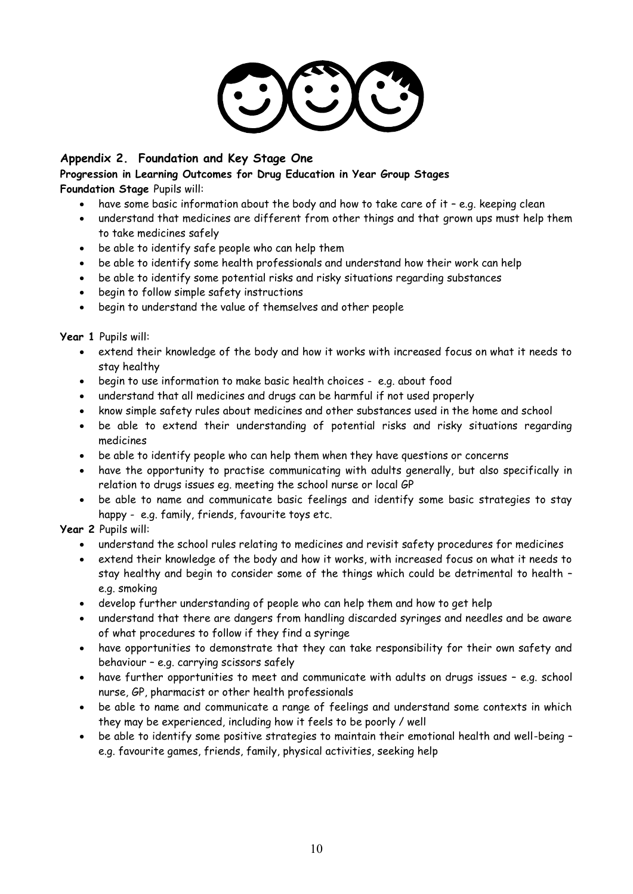## Appendix 2. Foundation and Key Stage One

**Progression in Learning Outcomes for Drug Education in Year Group Stages**

**Foundation Stage** Pupils will:

- have some basic information about the body and how to take care of it – e.g. keeping clean
- understand that medicines are different from other things and that grown ups must help them to take medicines safely
- be able to identify safe people who can help them
- be able to identify some health professionals and understand how their work can help
- be able to identify some potential risks and risky situations regarding substances
- begin to follow simple safety instructions
- begin to understand the value of themselves and other people

**Year 1** Pupils will:

- extend their knowledge of the body and how it works with increased focus on what it needs to stay healthy
- begin to use information to make basic health choices - e.g. about food
- understand that all medicines and drugs can be harmful if not used properly
- know simple safety rules about medicines and other substances used in the home and school
- be able to extend their understanding of potential risks and risky situations regarding medicines
- be able to identify people who can help them when they have questions or concerns
- have the opportunity to practise communicating with adults generally, but also specifically in relation to drugs issues eg. meeting the school nurse or local GP
- be able to name and communicate basic feelings and identify some basic strategies to stay happy - e.g. family, friends, favourite toys etc.

**Year 2** Pupils will:

- understand the school rules relating to medicines and revisit safety procedures for medicines
- extend their knowledge of the body and how it works, with increased focus on what it needs to stay healthy and begin to consider some of the things which could be detrimental to health – e.g. smoking
- develop further understanding of people who can help them and how to get help
- understand that there are dangers from handling discarded syringes and needles and be aware of what procedures to follow if they find a syringe
- have opportunities to demonstrate that they can take responsibility for their own safety and behaviour – e.g. carrying scissors safely
- have further opportunities to meet and communicate with adults on drugs issues – e.g. school nurse, GP, pharmacist or other health professionals
- be able to name and communicate a range of feelings and understand some contexts in which they may be experienced, including how it feels to be poorly / well
- be able to identify some positive strategies to maintain their emotional health and well-being – e.g. favourite games, friends, family, physical activities, seeking help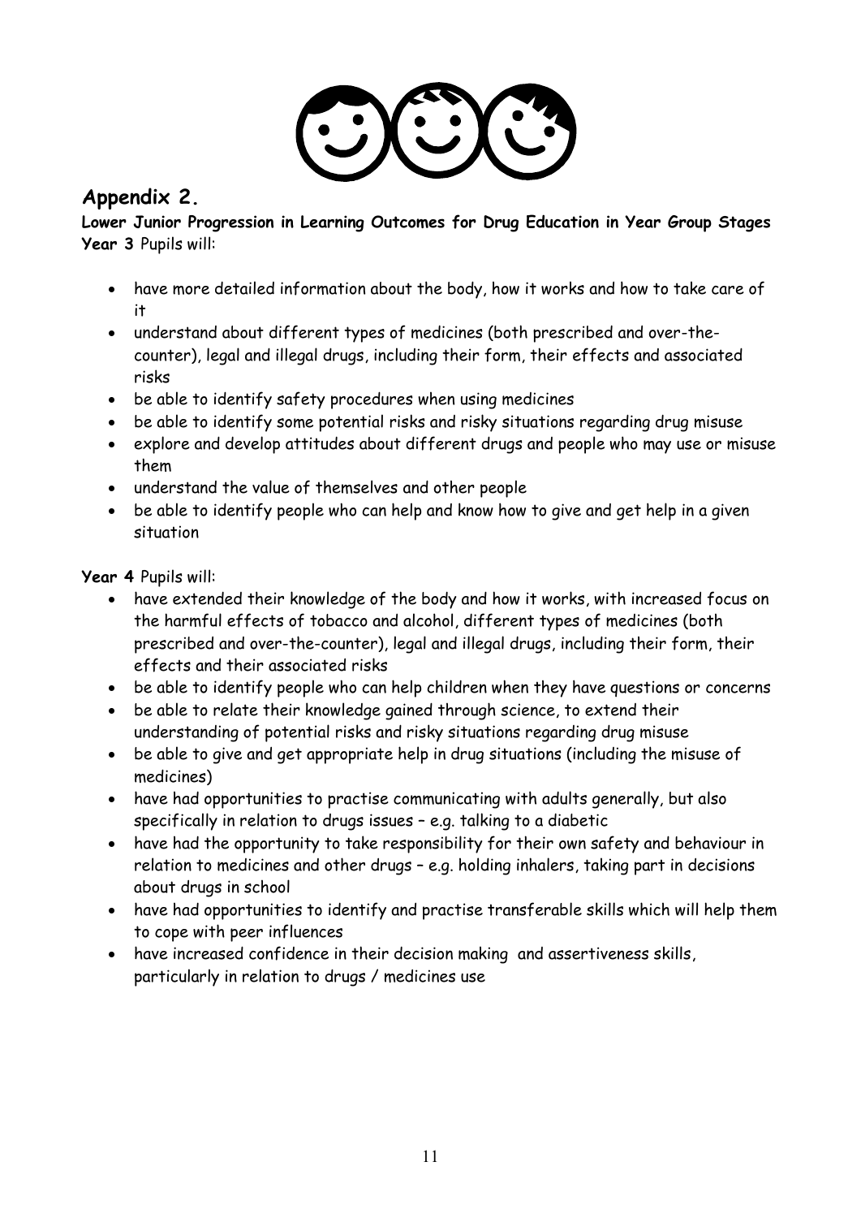## Appendix 2.

**Lower Junior Progression in Learning Outcomes for Drug Education in Year Group Stages**

**Year 3** Pupils will:

- have more detailed information about the body, how it works and how to take care of it
- understand about different types of medicines (both prescribed and over-the-counter), legal and illegal drugs, including their form, their effects and associated risks
- be able to identify safety procedures when using medicines
- be able to identify some potential risks and risky situations regarding drug misuse
- explore and develop attitudes about different drugs and people who may use or misuse them
- understand the value of themselves and other people
- be able to identify people who can help and know how to give and get help in a given situation

**Year 4** Pupils will:

- have extended their knowledge of the body and how it works, with increased focus on the harmful effects of tobacco and alcohol, different types of medicines (both prescribed and over-the-counter), legal and illegal drugs, including their form, their effects and their associated risks
- be able to identify people who can help children when they have questions or concerns
- be able to relate their knowledge gained through science, to extend their understanding of potential risks and risky situations regarding drug misuse
- be able to give and get appropriate help in drug situations (including the misuse of medicines)
- have had opportunities to practise communicating with adults generally, but also specifically in relation to drugs issues – e.g. talking to a diabetic
- have had the opportunity to take responsibility for their own safety and behaviour in relation to medicines and other drugs – e.g. holding inhalers, taking part in decisions about drugs in school
- have had opportunities to identify and practise transferable skills which will help them to cope with peer influences
- have increased confidence in their decision making and assertiveness skills, particularly in relation to drugs / medicines use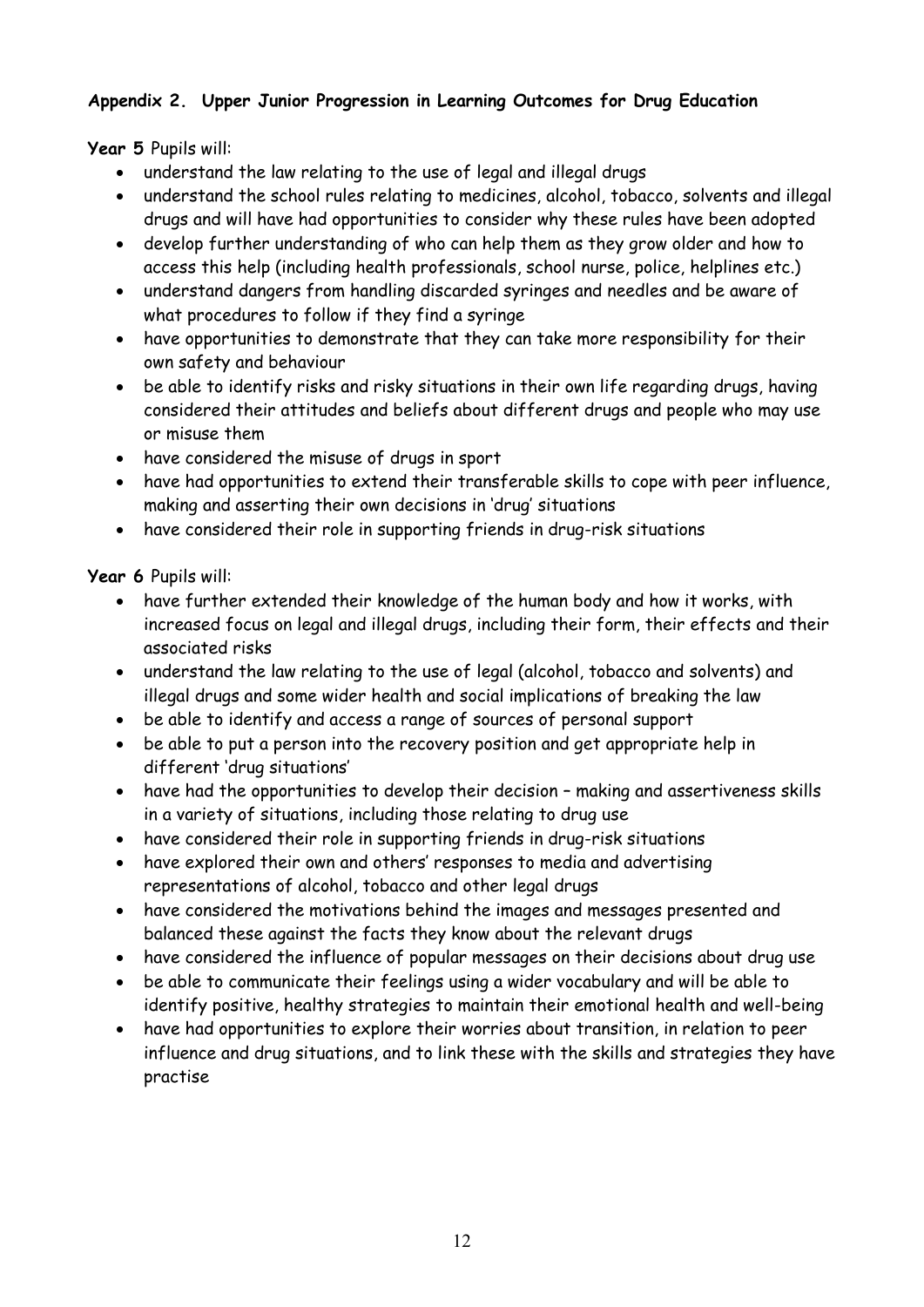**Appendix 2. Upper Junior Progression in Learning Outcomes for Drug Education**

**Year 5** Pupils will:

- understand the law relating to the use of legal and illegal drugs
- understand the school rules relating to medicines, alcohol, tobacco, solvents and illegal drugs and will have had opportunities to consider why these rules have been adopted
- develop further understanding of who can help them as they grow older and how to access this help (including health professionals, school nurse, police, helplines etc.)
- understand dangers from handling discarded syringes and needles and be aware of what procedures to follow if they find a syringe
- have opportunities to demonstrate that they can take more responsibility for their own safety and behaviour
- be able to identify risks and risky situations in their own life regarding drugs, having considered their attitudes and beliefs about different drugs and people who may use or misuse them
- have considered the misuse of drugs in sport
- have had opportunities to extend their transferable skills to cope with peer influence, making and asserting their own decisions in 'drug' situations
- have considered their role in supporting friends in drug-risk situations

**Year 6** Pupils will:

- have further extended their knowledge of the human body and how it works, with increased focus on legal and illegal drugs, including their form, their effects and their associated risks
- understand the law relating to the use of legal (alcohol, tobacco and solvents) and illegal drugs and some wider health and social implications of breaking the law
- be able to identify and access a range of sources of personal support
- be able to put a person into the recovery position and get appropriate help in different 'drug situations'
- have had the opportunities to develop their decision – making and assertiveness skills in a variety of situations, including those relating to drug use
- have considered their role in supporting friends in drug-risk situations
- have explored their own and others' responses to media and advertising representations of alcohol, tobacco and other legal drugs
- have considered the motivations behind the images and messages presented and balanced these against the facts they know about the relevant drugs
- have considered the influence of popular messages on their decisions about drug use
- be able to communicate their feelings using a wider vocabulary and will be able to identify positive, healthy strategies to maintain their emotional health and well-being
- have had opportunities to explore their worries about transition, in relation to peer influence and drug situations, and to link these with the skills and strategies they have practise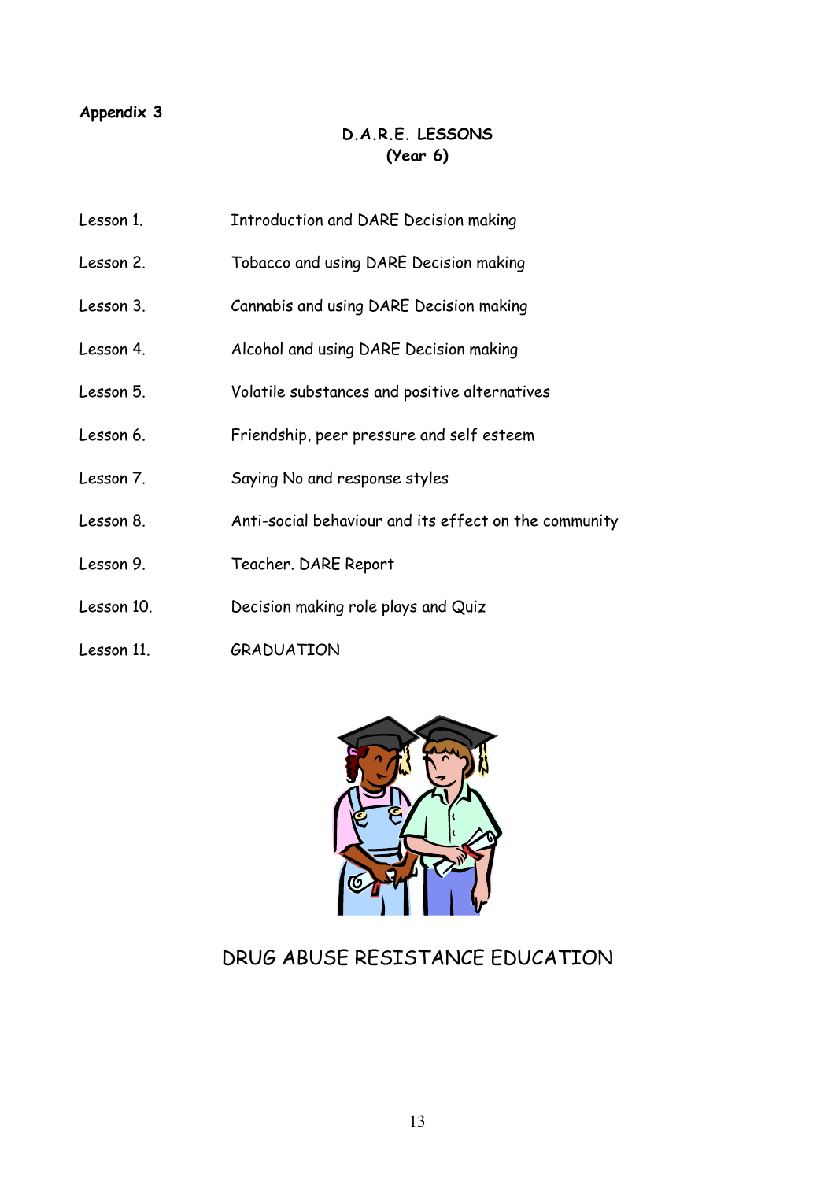**Appendix 3**

## D.A.R.E. LESSONS
## (Year 6)

| | |
|---|---|
| Lesson 1. | Introduction and DARE Decision making |
| Lesson 2. | Tobacco and using DARE Decision making |
| Lesson 3. | Cannabis and using DARE Decision making |
| Lesson 4. | Alcohol and using DARE Decision making |
| Lesson 5. | Volatile substances and positive alternatives |
| Lesson 6. | Friendship, peer pressure and self esteem |
| Lesson 7. | Saying No and response styles |
| Lesson 8. | Anti-social behaviour and its effect on the community |
| Lesson 9. | Teacher. DARE Report |
| Lesson 10. | Decision making role plays and Quiz |
| Lesson 11. | GRADUATION |

DRUG ABUSE RESISTANCE EDUCATION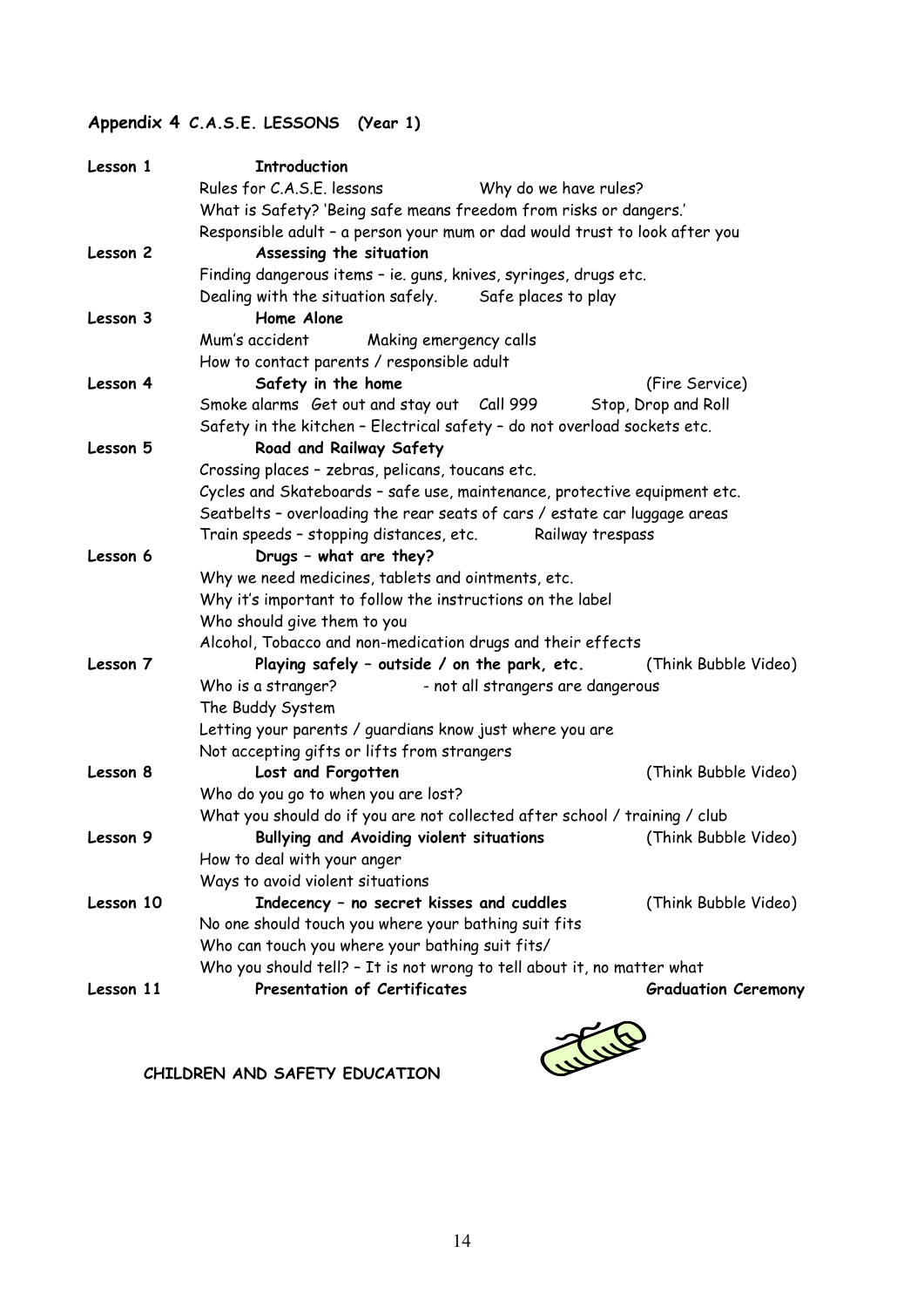## Appendix 4 C.A.S.E. LESSONS (Year 1)

**Lesson 1** — **Introduction**

Rules for C.A.S.E. lessons — Why do we have rules?
What is Safety? 'Being safe means freedom from risks or dangers.'
Responsible adult – a person your mum or dad would trust to look after you

**Lesson 2** — **Assessing the situation**

Finding dangerous items – ie. guns, knives, syringes, drugs etc.
Dealing with the situation safely. — Safe places to play

**Lesson 3** — **Home Alone**

Mum's accident — Making emergency calls
How to contact parents / responsible adult

**Lesson 4** — **Safety in the home** (Fire Service)

Smoke alarms — Get out and stay out — Call 999 — Stop, Drop and Roll
Safety in the kitchen – Electrical safety – do not overload sockets etc.

**Lesson 5** — **Road and Railway Safety**

Crossing places – zebras, pelicans, toucans etc.
Cycles and Skateboards – safe use, maintenance, protective equipment etc.
Seatbelts – overloading the rear seats of cars / estate car luggage areas
Train speeds – stopping distances, etc. — Railway trespass

**Lesson 6** — **Drugs – what are they?**

Why we need medicines, tablets and ointments, etc.
Why it's important to follow the instructions on the label
Who should give them to you
Alcohol, Tobacco and non-medication drugs and their effects

**Lesson 7** — **Playing safely – outside / on the park, etc.** (Think Bubble Video)

Who is a stranger? — - not all strangers are dangerous
The Buddy System
Letting your parents / guardians know just where you are
Not accepting gifts or lifts from strangers

**Lesson 8** — **Lost and Forgotten** (Think Bubble Video)

Who do you go to when you are lost?
What you should do if you are not collected after school / training / club

**Lesson 9** — **Bullying and Avoiding violent situations** (Think Bubble Video)

How to deal with your anger
Ways to avoid violent situations

**Lesson 10** — **Indecency – no secret kisses and cuddles** (Think Bubble Video)

No one should touch you where your bathing suit fits
Who can touch you where your bathing suit fits/
Who you should tell? – It is not wrong to tell about it, no matter what

**Lesson 11** — **Presentation of Certificates** — **Graduation Ceremony**

**CHILDREN AND SAFETY EDUCATION**